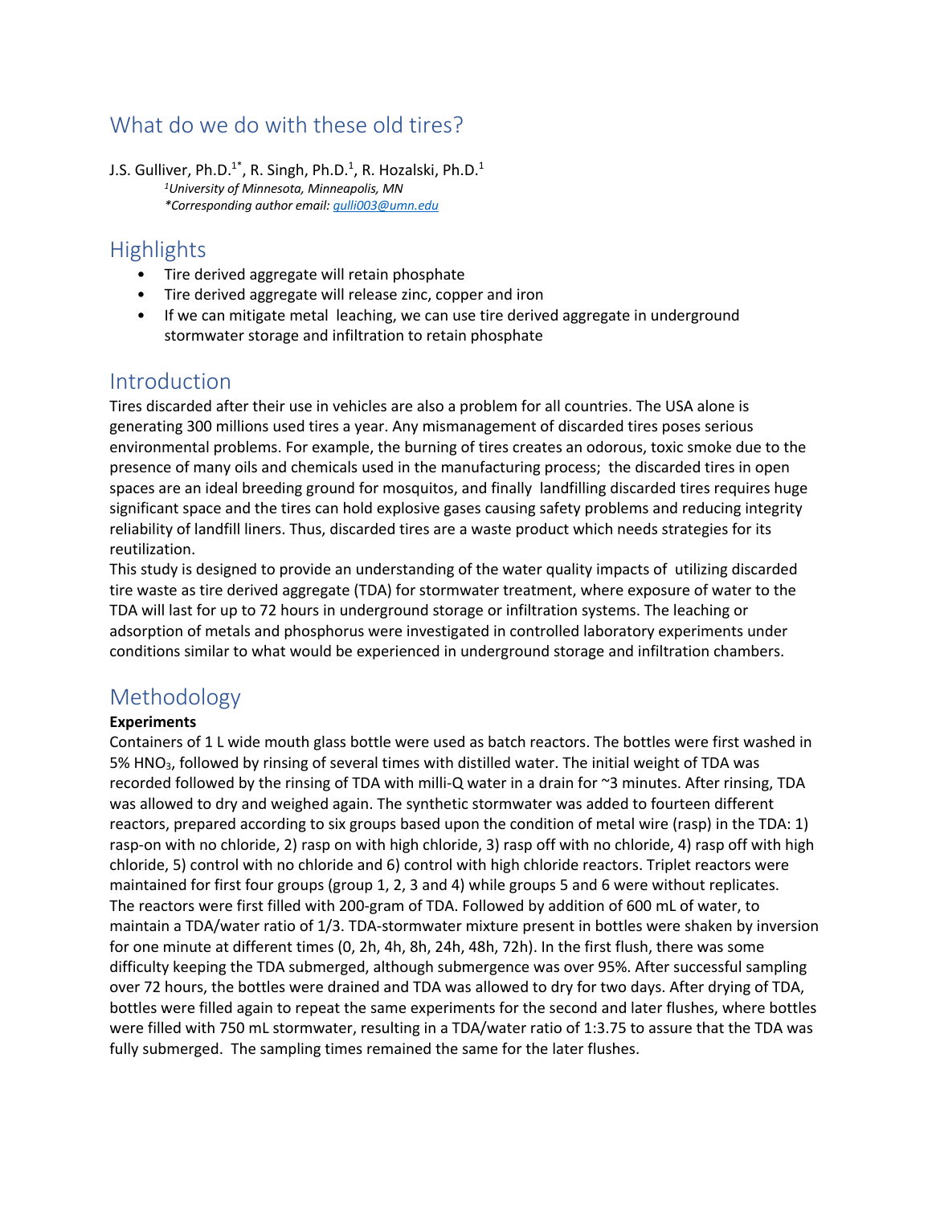# What do we do with these old tires?

J.S. Gulliver, Ph.D.[1*], R. Singh, Ph.D.[1], R. Hozalski, Ph.D.[1]

*[1]University of Minnesota, Minneapolis, MN*

*\*Corresponding author email: gulli003@umn.edu*

## Highlights

- Tire derived aggregate will retain phosphate
- Tire derived aggregate will release zinc, copper and iron
- If we can mitigate metal leaching, we can use tire derived aggregate in underground stormwater storage and infiltration to retain phosphate

## Introduction

Tires discarded after their use in vehicles are also a problem for all countries. The USA alone is generating 300 millions used tires a year. Any mismanagement of discarded tires poses serious environmental problems. For example, the burning of tires creates an odorous, toxic smoke due to the presence of many oils and chemicals used in the manufacturing process; the discarded tires in open spaces are an ideal breeding ground for mosquitos, and finally landfilling discarded tires requires huge significant space and the tires can hold explosive gases causing safety problems and reducing integrity reliability of landfill liners. Thus, discarded tires are a waste product which needs strategies for its reutilization.

This study is designed to provide an understanding of the water quality impacts of utilizing discarded tire waste as tire derived aggregate (TDA) for stormwater treatment, where exposure of water to the TDA will last for up to 72 hours in underground storage or infiltration systems. The leaching or adsorption of metals and phosphorus were investigated in controlled laboratory experiments under conditions similar to what would be experienced in underground storage and infiltration chambers.

## Methodology

**Experiments**

Containers of 1 L wide mouth glass bottle were used as batch reactors. The bottles were first washed in 5% $HNO_3$, followed by rinsing of several times with distilled water. The initial weight of TDA was recorded followed by the rinsing of TDA with milli-Q water in a drain for ~3 minutes. After rinsing, TDA was allowed to dry and weighed again. The synthetic stormwater was added to fourteen different reactors, prepared according to six groups based upon the condition of metal wire (rasp) in the TDA: 1) rasp-on with no chloride, 2) rasp on with high chloride, 3) rasp off with no chloride, 4) rasp off with high chloride, 5) control with no chloride and 6) control with high chloride reactors. Triplet reactors were maintained for first four groups (group 1, 2, 3 and 4) while groups 5 and 6 were without replicates. The reactors were first filled with 200-gram of TDA. Followed by addition of 600 mL of water, to maintain a TDA/water ratio of 1/3. TDA-stormwater mixture present in bottles were shaken by inversion for one minute at different times (0, 2h, 4h, 8h, 24h, 48h, 72h). In the first flush, there was some difficulty keeping the TDA submerged, although submergence was over 95%. After successful sampling over 72 hours, the bottles were drained and TDA was allowed to dry for two days. After drying of TDA, bottles were filled again to repeat the same experiments for the second and later flushes, where bottles were filled with 750 mL stormwater, resulting in a TDA/water ratio of 1:3.75 to assure that the TDA was fully submerged. The sampling times remained the same for the later flushes.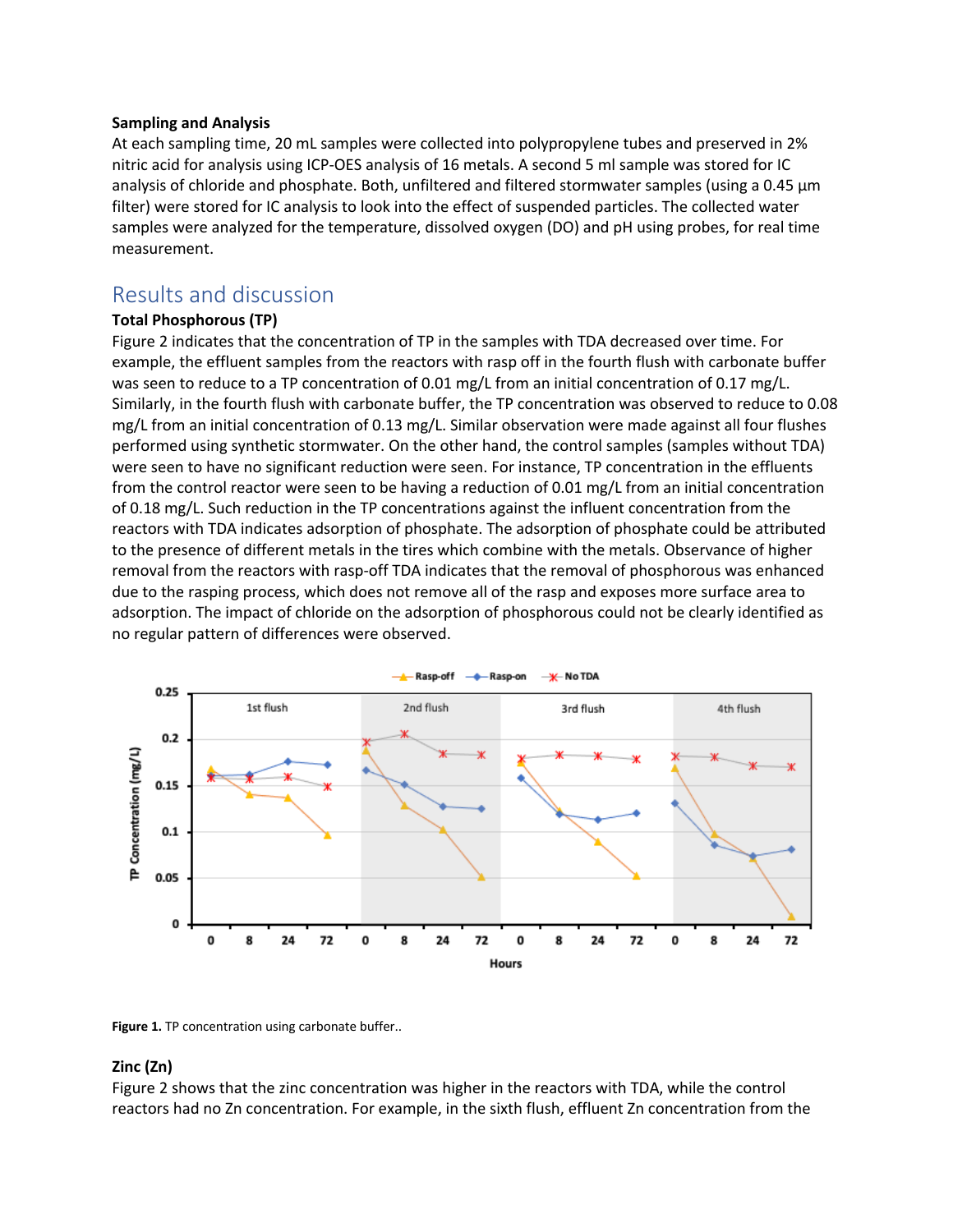**Sampling and Analysis**

At each sampling time, 20 mL samples were collected into polypropylene tubes and preserved in 2% nitric acid for analysis using ICP-OES analysis of 16 metals. A second 5 ml sample was stored for IC analysis of chloride and phosphate. Both, unfiltered and filtered stormwater samples (using a 0.45 µm filter) were stored for IC analysis to look into the effect of suspended particles. The collected water samples were analyzed for the temperature, dissolved oxygen (DO) and pH using probes, for real time measurement.

## Results and discussion

**Total Phosphorous (TP)**

Figure 2 indicates that the concentration of TP in the samples with TDA decreased over time. For example, the effluent samples from the reactors with rasp off in the fourth flush with carbonate buffer was seen to reduce to a TP concentration of 0.01 mg/L from an initial concentration of 0.17 mg/L. Similarly, in the fourth flush with carbonate buffer, the TP concentration was observed to reduce to 0.08 mg/L from an initial concentration of 0.13 mg/L. Similar observation were made against all four flushes performed using synthetic stormwater. On the other hand, the control samples (samples without TDA) were seen to have no significant reduction were seen. For instance, TP concentration in the effluents from the control reactor were seen to be having a reduction of 0.01 mg/L from an initial concentration of 0.18 mg/L. Such reduction in the TP concentrations against the influent concentration from the reactors with TDA indicates adsorption of phosphate. The adsorption of phosphate could be attributed to the presence of different metals in the tires which combine with the metals. Observance of higher removal from the reactors with rasp-off TDA indicates that the removal of phosphorous was enhanced due to the rasping process, which does not remove all of the rasp and exposes more surface area to adsorption. The impact of chloride on the adsorption of phosphorous could not be clearly identified as no regular pattern of differences were observed.

**Figure 1.** TP concentration using carbonate buffer..

**Zinc (Zn)**

Figure 2 shows that the zinc concentration was higher in the reactors with TDA, while the control reactors had no Zn concentration. For example, in the sixth flush, effluent Zn concentration from the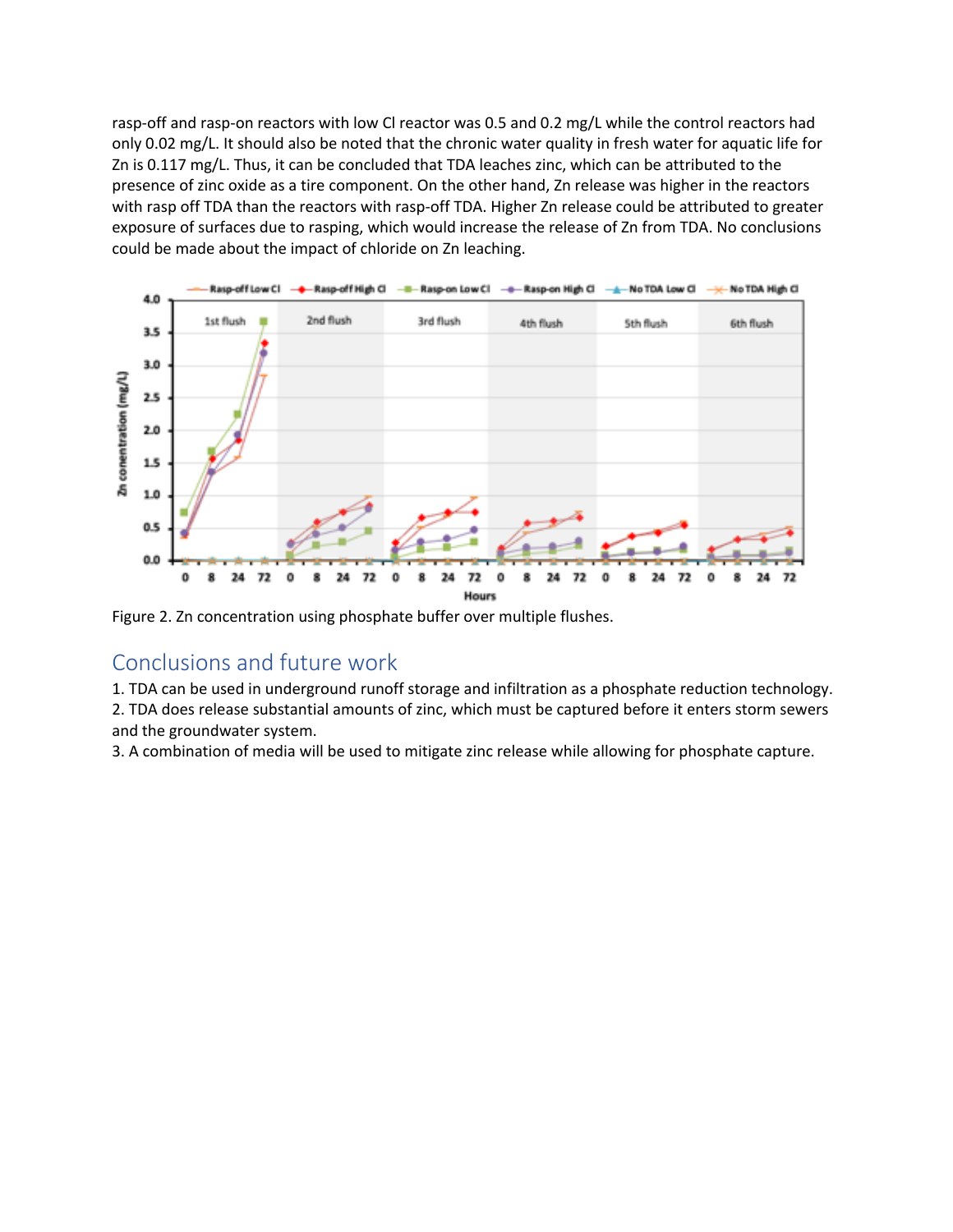rasp-off and rasp-on reactors with low Cl reactor was 0.5 and 0.2 mg/L while the control reactors had only 0.02 mg/L. It should also be noted that the chronic water quality in fresh water for aquatic life for Zn is 0.117 mg/L. Thus, it can be concluded that TDA leaches zinc, which can be attributed to the presence of zinc oxide as a tire component. On the other hand, Zn release was higher in the reactors with rasp off TDA than the reactors with rasp-off TDA. Higher Zn release could be attributed to greater exposure of surfaces due to rasping, which would increase the release of Zn from TDA. No conclusions could be made about the impact of chloride on Zn leaching.

Rasp-off Low Cl
Rasp-off High Cl
Rasp-on Low Cl
Rasp-on High Cl
No TDA Low Cl
No TDA High Cl

1st flush
2nd flush
3rd flush
4th flush
5th flush
6th flush

Zn conentration (mg/L)

4.0
3.5
3.0
2.5
2.0
1.5
1.0
0.5
0.0

0 8 24 72 0 8 24 72 0 8 24 72 0 8 24 72 0 8 24 72 0 8 24 72

Hours

Figure 2. Zn concentration using phosphate buffer over multiple flushes.

## Conclusions and future work

1. TDA can be used in underground runoff storage and infiltration as a phosphate reduction technology.
2. TDA does release substantial amounts of zinc, which must be captured before it enters storm sewers and the groundwater system.
3. A combination of media will be used to mitigate zinc release while allowing for phosphate capture.